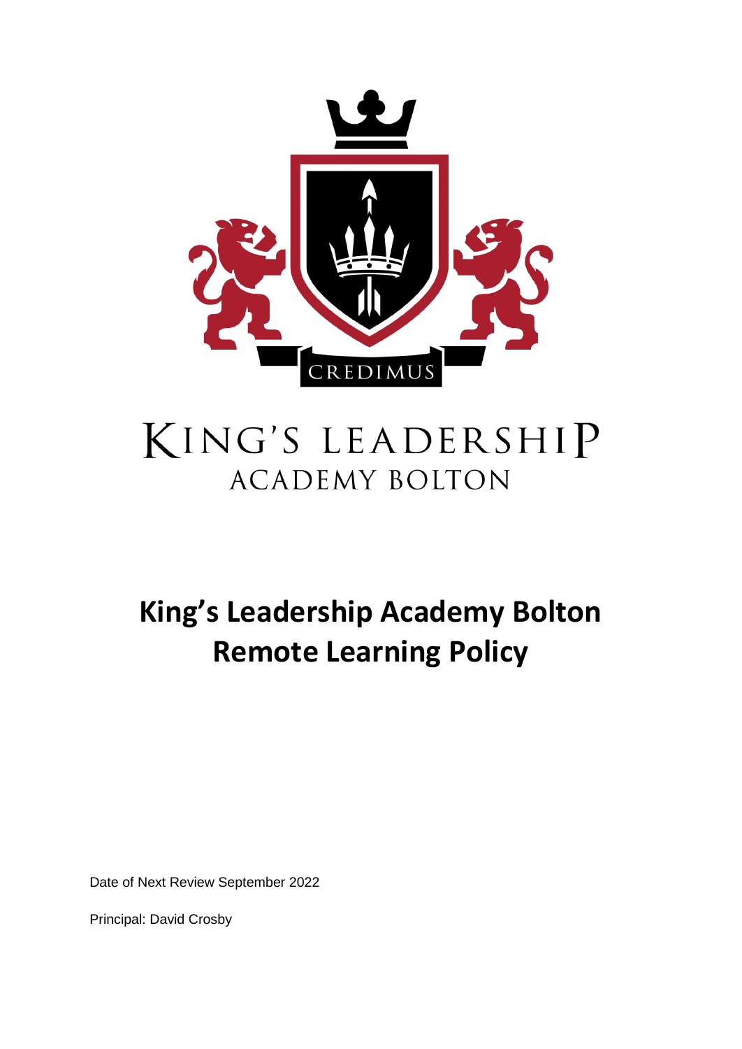CREDIMUS

KING'S LEADERSHIP
ACADEMY BOLTON

# King's Leadership Academy Bolton Remote Learning Policy

Date of Next Review September 2022

Principal: David Crosby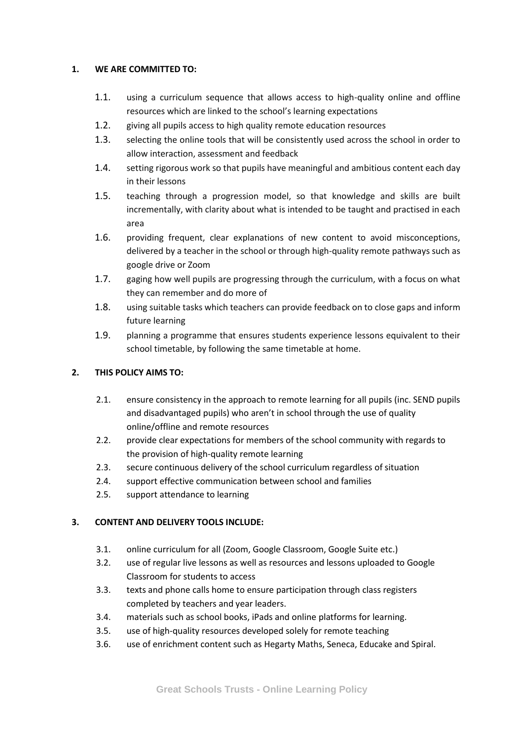## 1. WE ARE COMMITTED TO:

1.1. using a curriculum sequence that allows access to high-quality online and offline resources which are linked to the school's learning expectations

1.2. giving all pupils access to high quality remote education resources

1.3. selecting the online tools that will be consistently used across the school in order to allow interaction, assessment and feedback

1.4. setting rigorous work so that pupils have meaningful and ambitious content each day in their lessons

1.5. teaching through a progression model, so that knowledge and skills are built incrementally, with clarity about what is intended to be taught and practised in each area

1.6. providing frequent, clear explanations of new content to avoid misconceptions, delivered by a teacher in the school or through high-quality remote pathways such as google drive or Zoom

1.7. gaging how well pupils are progressing through the curriculum, with a focus on what they can remember and do more of

1.8. using suitable tasks which teachers can provide feedback on to close gaps and inform future learning

1.9. planning a programme that ensures students experience lessons equivalent to their school timetable, by following the same timetable at home.

## 2. THIS POLICY AIMS TO:

2.1. ensure consistency in the approach to remote learning for all pupils (inc. SEND pupils and disadvantaged pupils) who aren't in school through the use of quality online/offline and remote resources

2.2. provide clear expectations for members of the school community with regards to the provision of high-quality remote learning

2.3. secure continuous delivery of the school curriculum regardless of situation

2.4. support effective communication between school and families

2.5. support attendance to learning

## 3. CONTENT AND DELIVERY TOOLS INCLUDE:

3.1. online curriculum for all (Zoom, Google Classroom, Google Suite etc.)

3.2. use of regular live lessons as well as resources and lessons uploaded to Google Classroom for students to access

3.3. texts and phone calls home to ensure participation through class registers completed by teachers and year leaders.

3.4. materials such as school books, iPads and online platforms for learning.

3.5. use of high-quality resources developed solely for remote teaching

3.6. use of enrichment content such as Hegarty Maths, Seneca, Educake and Spiral.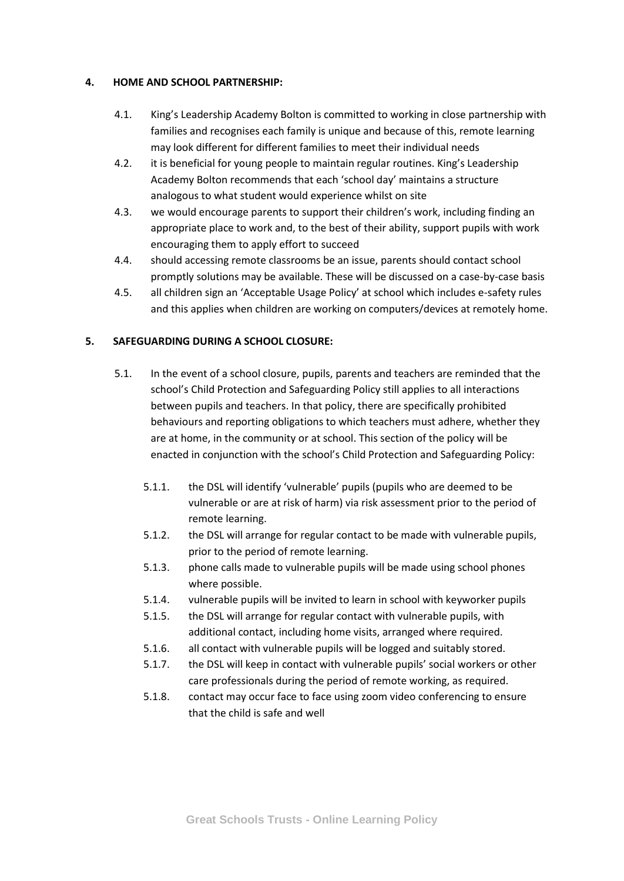## 4. HOME AND SCHOOL PARTNERSHIP:

4.1. King's Leadership Academy Bolton is committed to working in close partnership with families and recognises each family is unique and because of this, remote learning may look different for different families to meet their individual needs

4.2. it is beneficial for young people to maintain regular routines. King's Leadership Academy Bolton recommends that each 'school day' maintains a structure analogous to what student would experience whilst on site

4.3. we would encourage parents to support their children's work, including finding an appropriate place to work and, to the best of their ability, support pupils with work encouraging them to apply effort to succeed

4.4. should accessing remote classrooms be an issue, parents should contact school promptly solutions may be available. These will be discussed on a case-by-case basis

4.5. all children sign an 'Acceptable Usage Policy' at school which includes e-safety rules and this applies when children are working on computers/devices at remotely home.

## 5. SAFEGUARDING DURING A SCHOOL CLOSURE:

5.1. In the event of a school closure, pupils, parents and teachers are reminded that the school's Child Protection and Safeguarding Policy still applies to all interactions between pupils and teachers. In that policy, there are specifically prohibited behaviours and reporting obligations to which teachers must adhere, whether they are at home, in the community or at school. This section of the policy will be enacted in conjunction with the school's Child Protection and Safeguarding Policy:

5.1.1. the DSL will identify 'vulnerable' pupils (pupils who are deemed to be vulnerable or are at risk of harm) via risk assessment prior to the period of remote learning.

5.1.2. the DSL will arrange for regular contact to be made with vulnerable pupils, prior to the period of remote learning.

5.1.3. phone calls made to vulnerable pupils will be made using school phones where possible.

5.1.4. vulnerable pupils will be invited to learn in school with keyworker pupils

5.1.5. the DSL will arrange for regular contact with vulnerable pupils, with additional contact, including home visits, arranged where required.

5.1.6. all contact with vulnerable pupils will be logged and suitably stored.

5.1.7. the DSL will keep in contact with vulnerable pupils' social workers or other care professionals during the period of remote working, as required.

5.1.8. contact may occur face to face using zoom video conferencing to ensure that the child is safe and well